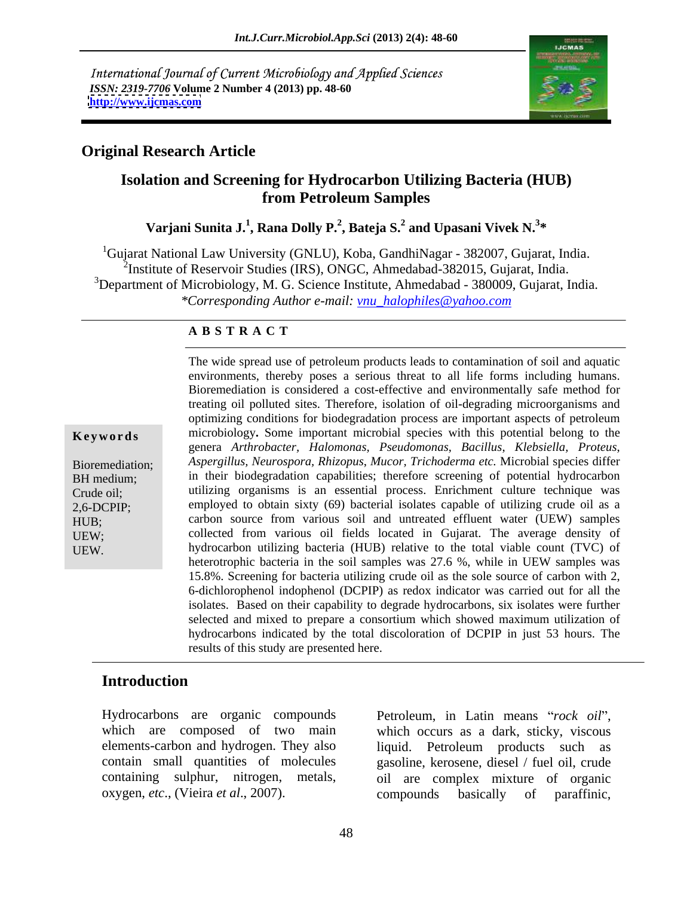International Journal of Current Microbiology and Applied Sciences
*ISSN: 2319-7706* **Volume 2 Number 4 (2013) pp. 48-60**
**http://www.ijcmas.com**

## Original Research Article

# Isolation and Screening for Hydrocarbon Utilizing Bacteria (HUB) from Petroleum Samples

**Varjani Sunita J.[1], Rana Dolly P.[2], Bateja S.[2] and Upasani Vivek N.[3]***

[1]Gujarat National Law University (GNLU), Koba, GandhiNagar - 382007, Gujarat, India.
[2]Institute of Reservoir Studies (IRS), ONGC, Ahmedabad-382015, Gujarat, India.
[3]Department of Microbiology, M. G. Science Institute, Ahmedabad - 380009, Gujarat, India.
*\*Corresponding Author e-mail: vnu_halophiles@yahoo.com*

### A B S T R A C T

**Keywords**

Bioremediation;
BH medium;
Crude oil;
2,6-DCPIP;
HUB;
UEW;
UEW.

The wide spread use of petroleum products leads to contamination of soil and aquatic environments, thereby poses a serious threat to all life forms including humans. Bioremediation is considered a cost-effective and environmentally safe method for treating oil polluted sites. Therefore, isolation of oil-degrading microorganisms and optimizing conditions for biodegradation process are important aspects of petroleum microbiology**.** Some important microbial species with this potential belong to the genera *Arthrobacter, Halomonas, Pseudomonas, Bacillus, Klebsiella, Proteus, Aspergillus, Neurospora, Rhizopus, Mucor, Trichoderma etc.* Microbial species differ in their biodegradation capabilities; therefore screening of potential hydrocarbon utilizing organisms is an essential process. Enrichment culture technique was employed to obtain sixty (69) bacterial isolates capable of utilizing crude oil as a carbon source from various soil and untreated effluent water (UEW) samples collected from various oil fields located in Gujarat. The average density of hydrocarbon utilizing bacteria (HUB) relative to the total viable count (TVC) of heterotrophic bacteria in the soil samples was 27.6 %, while in UEW samples was 15.8%. Screening for bacteria utilizing crude oil as the sole source of carbon with 2, 6-dichlorophenol indophenol (DCPIP) as redox indicator was carried out for all the isolates. Based on their capability to degrade hydrocarbons, six isolates were further selected and mixed to prepare a consortium which showed maximum utilization of hydrocarbons indicated by the total discoloration of DCPIP in just 53 hours. The results of this study are presented here.

## Introduction

Hydrocarbons are organic compounds which are composed of two main elements-carbon and hydrogen. They also contain small quantities of molecules containing sulphur, nitrogen, metals, oxygen, *etc*., (Vieira *et al*., 2007).

Petroleum, in Latin means "*rock oil*", which occurs as a dark, sticky, viscous liquid. Petroleum products such as gasoline, kerosene, diesel / fuel oil, crude oil are complex mixture of organic compounds basically of paraffinic,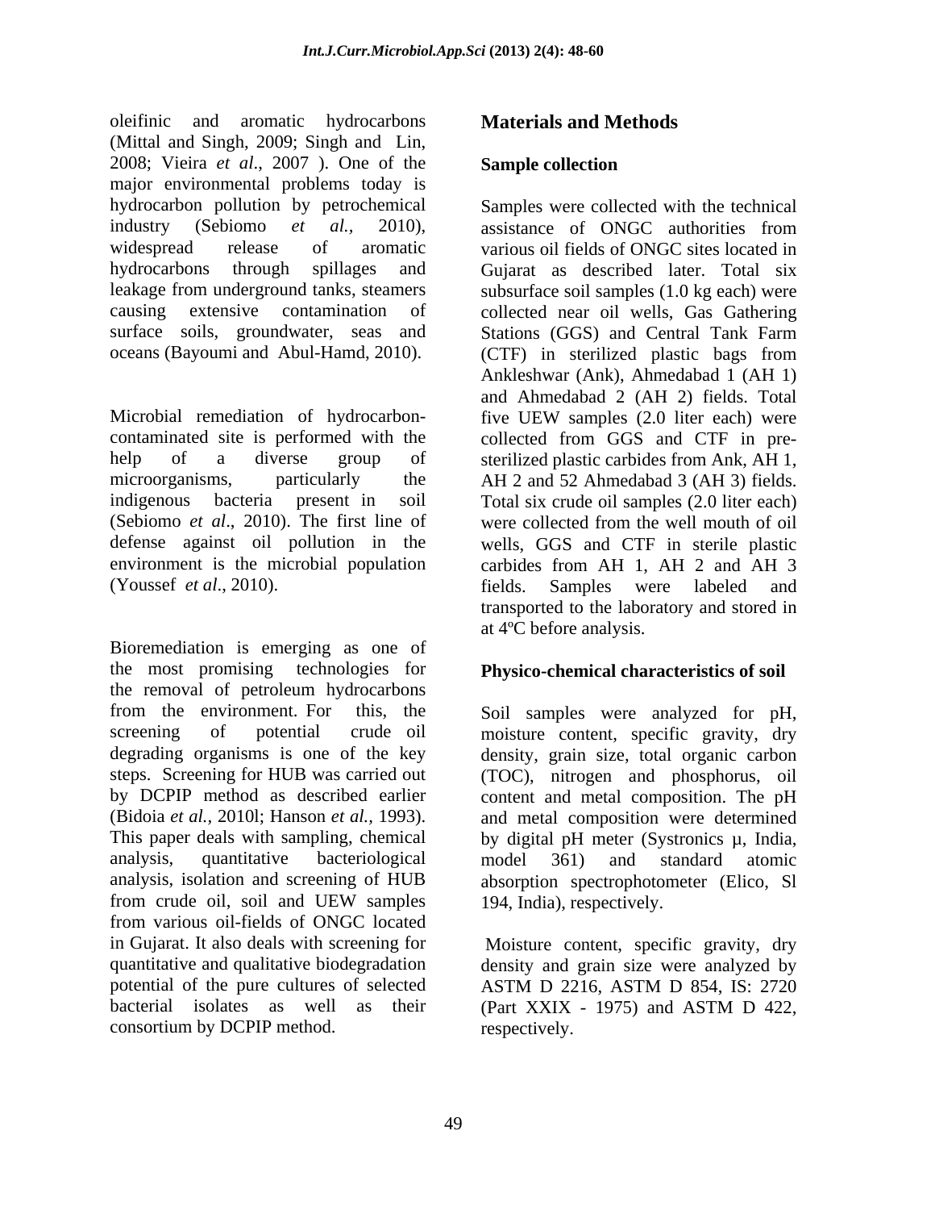oleifinic and aromatic hydrocarbons (Mittal and Singh, 2009; Singh and Lin, 2008; Vieira *et al*., 2007 ). One of the major environmental problems today is hydrocarbon pollution by petrochemical industry (Sebiomo *et al.*, 2010), widespread release of aromatic hydrocarbons through spillages and leakage from underground tanks, steamers causing extensive contamination of surface soils, groundwater, seas and oceans (Bayoumi and Abul-Hamd, 2010).

Microbial remediation of hydrocarbon-contaminated site is performed with the help of a diverse group of microorganisms, particularly the indigenous bacteria present in soil (Sebiomo *et al*., 2010). The first line of defense against oil pollution in the environment is the microbial population (Youssef *et al*., 2010).

Bioremediation is emerging as one of the most promising technologies for the removal of petroleum hydrocarbons from the environment. For this, the screening of potential crude oil degrading organisms is one of the key steps. Screening for HUB was carried out by DCPIP method as described earlier (Bidoia *et al.*, 2010l; Hanson *et al.*, 1993). This paper deals with sampling, chemical analysis, quantitative bacteriological analysis, isolation and screening of HUB from crude oil, soil and UEW samples from various oil-fields of ONGC located in Gujarat. It also deals with screening for quantitative and qualitative biodegradation potential of the pure cultures of selected bacterial isolates as well as their consortium by DCPIP method.

## Materials and Methods

### Sample collection

Samples were collected with the technical assistance of ONGC authorities from various oil fields of ONGC sites located in Gujarat as described later. Total six subsurface soil samples (1.0 kg each) were collected near oil wells, Gas Gathering Stations (GGS) and Central Tank Farm (CTF) in sterilized plastic bags from Ankleshwar (Ank), Ahmedabad 1 (AH 1) and Ahmedabad 2 (AH 2) fields. Total five UEW samples (2.0 liter each) were collected from GGS and CTF in pre-sterilized plastic carbides from Ank, AH 1, AH 2 and 52 Ahmedabad 3 (AH 3) fields. Total six crude oil samples (2.0 liter each) were collected from the well mouth of oil wells, GGS and CTF in sterile plastic carbides from AH 1, AH 2 and AH 3 fields. Samples were labeled and transported to the laboratory and stored in at 4ºC before analysis.

### Physico-chemical characteristics of soil

Soil samples were analyzed for pH, moisture content, specific gravity, dry density, grain size, total organic carbon (TOC), nitrogen and phosphorus, oil content and metal composition. The pH and metal composition were determined by digital pH meter (Systronics µ, India, model 361) and standard atomic absorption spectrophotometer (Elico, Sl 194, India), respectively.

Moisture content, specific gravity, dry density and grain size were analyzed by ASTM D 2216, ASTM D 854, IS: 2720 (Part XXIX - 1975) and ASTM D 422, respectively.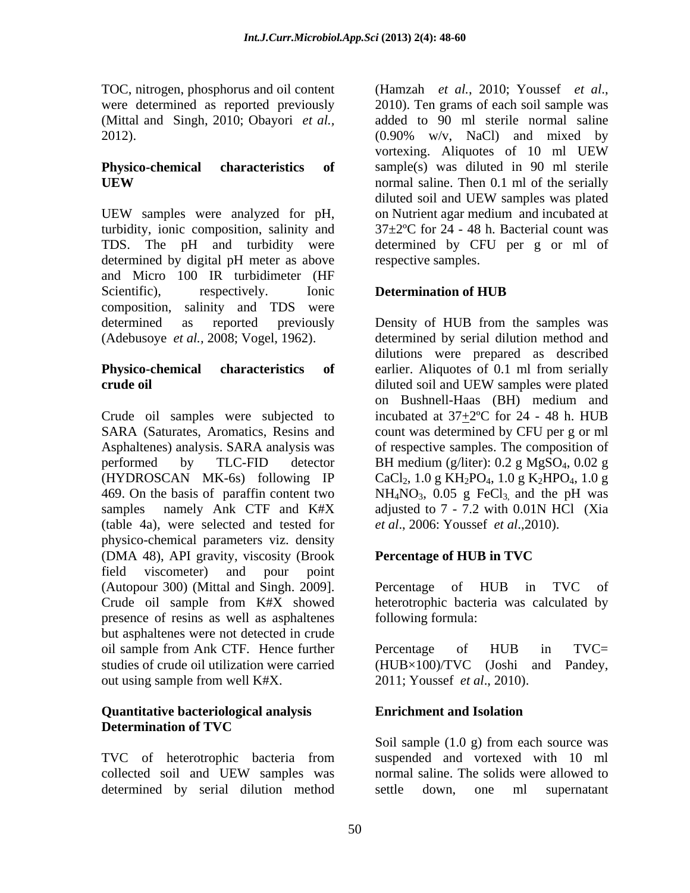TOC, nitrogen, phosphorus and oil content were determined as reported previously (Mittal and Singh, 2010; Obayori *et al.*, 2012).

**Physico-chemical characteristics of UEW**

UEW samples were analyzed for pH, turbidity, ionic composition, salinity and TDS. The pH and turbidity were determined by digital pH meter as above and Micro 100 IR turbidimeter (HF Scientific), respectively. Ionic composition, salinity and TDS were determined as reported previously (Adebusoye *et al.*, 2008; Vogel, 1962).

**Physico-chemical characteristics of crude oil**

Crude oil samples were subjected to SARA (Saturates, Aromatics, Resins and Asphaltenes) analysis. SARA analysis was performed by TLC-FID detector (HYDROSCAN MK-6s) following IP 469. On the basis of paraffin content two samples namely Ank CTF and K#X (table 4a), were selected and tested for physico-chemical parameters viz. density (DMA 48), API gravity, viscosity (Brook field viscometer) and pour point (Autopour 300) (Mittal and Singh. 2009]. Crude oil sample from K#X showed presence of resins as well as asphaltenes but asphaltenes were not detected in crude oil sample from Ank CTF. Hence further studies of crude oil utilization were carried out using sample from well K#X.

**Quantitative bacteriological analysis**
**Determination of TVC**

TVC of heterotrophic bacteria from collected soil and UEW samples was determined by serial dilution method (Hamzah *et al.*, 2010; Youssef *et al.*, 2010). Ten grams of each soil sample was added to 90 ml sterile normal saline (0.90% w/v, NaCl) and mixed by vortexing. Aliquotes of 10 ml UEW sample(s) was diluted in 90 ml sterile normal saline. Then 0.1 ml of the serially diluted soil and UEW samples was plated on Nutrient agar medium and incubated at 37±2ºC for 24 - 48 h. Bacterial count was determined by CFU per g or ml of respective samples.

**Determination of HUB**

Density of HUB from the samples was determined by serial dilution method and dilutions were prepared as described earlier. Aliquotes of 0.1 ml from serially diluted soil and UEW samples were plated on Bushnell-Haas (BH) medium and incubated at 37±2ºC for 24 - 48 h. HUB count was determined by CFU per g or ml of respective samples. The composition of BH medium (g/liter): 0.2 g $MgSO_4$, 0.02 g $CaCl_2$, 1.0 g $KH_2PO_4$, 1.0 g $K_2HPO_4$, 1.0 g $NH_4NO_3$, 0.05 g $FeCl_3$, and the pH was adjusted to 7 - 7.2 with 0.01N HCl (Xia *et al*., 2006: Youssef *et al*.,2010).

**Percentage of HUB in TVC**

Percentage of HUB in TVC of heterotrophic bacteria was calculated by following formula:

Percentage of HUB in TVC= (HUB×100)/TVC (Joshi and Pandey, 2011; Youssef *et al*., 2010).

**Enrichment and Isolation**

Soil sample (1.0 g) from each source was suspended and vortexed with 10 ml normal saline. The solids were allowed to settle down, one ml supernatant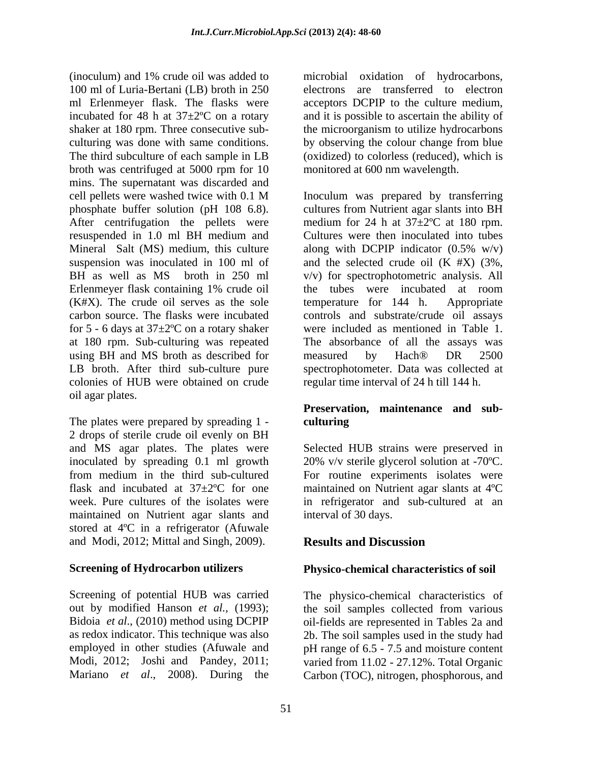(inoculum) and 1% crude oil was added to 100 ml of Luria-Bertani (LB) broth in 250 ml Erlenmeyer flask. The flasks were incubated for 48 h at 37±2ºC on a rotary shaker at 180 rpm. Three consecutive sub-culturing was done with same conditions. The third subculture of each sample in LB broth was centrifuged at 5000 rpm for 10 mins. The supernatant was discarded and cell pellets were washed twice with 0.1 M phosphate buffer solution (pH 108 6.8). After centrifugation the pellets were resuspended in 1.0 ml BH medium and Mineral Salt (MS) medium, this culture suspension was inoculated in 100 ml of BH as well as MS broth in 250 ml Erlenmeyer flask containing 1% crude oil (K#X). The crude oil serves as the sole carbon source. The flasks were incubated for 5 - 6 days at 37±2ºC on a rotary shaker at 180 rpm. Sub-culturing was repeated using BH and MS broth as described for LB broth. After third sub-culture pure colonies of HUB were obtained on crude oil agar plates.

The plates were prepared by spreading 1 - 2 drops of sterile crude oil evenly on BH and MS agar plates. The plates were inoculated by spreading 0.1 ml growth from medium in the third sub-cultured flask and incubated at 37±2ºC for one week. Pure cultures of the isolates were maintained on Nutrient agar slants and stored at 4ºC in a refrigerator (Afuwale and Modi, 2012; Mittal and Singh, 2009).

### Screening of Hydrocarbon utilizers

Screening of potential HUB was carried out by modified Hanson *et al.*, (1993); Bidoia *et al*., (2010) method using DCPIP as redox indicator. This technique was also employed in other studies (Afuwale and Modi, 2012; Joshi and Pandey, 2011; Mariano *et al*., 2008). During the microbial oxidation of hydrocarbons, electrons are transferred to electron acceptors DCPIP to the culture medium, and it is possible to ascertain the ability of the microorganism to utilize hydrocarbons by observing the colour change from blue (oxidized) to colorless (reduced), which is monitored at 600 nm wavelength.

Inoculum was prepared by transferring cultures from Nutrient agar slants into BH medium for 24 h at 37±2ºC at 180 rpm. Cultures were then inoculated into tubes along with DCPIP indicator (0.5% w/v) and the selected crude oil (K #X) (3%, v/v) for spectrophotometric analysis. All the tubes were incubated at room temperature for 144 h. Appropriate controls and substrate/crude oil assays were included as mentioned in Table 1. The absorbance of all the assays was measured by Hach® DR 2500 spectrophotometer. Data was collected at regular time interval of 24 h till 144 h.

### Preservation, maintenance and sub-culturing

Selected HUB strains were preserved in 20% v/v sterile glycerol solution at -70ºC. For routine experiments isolates were maintained on Nutrient agar slants at 4ºC in refrigerator and sub-cultured at an interval of 30 days.

## Results and Discussion

### Physico-chemical characteristics of soil

The physico-chemical characteristics of the soil samples collected from various oil-fields are represented in Tables 2a and 2b. The soil samples used in the study had pH range of 6.5 - 7.5 and moisture content varied from 11.02 - 27.12%. Total Organic Carbon (TOC), nitrogen, phosphorous, and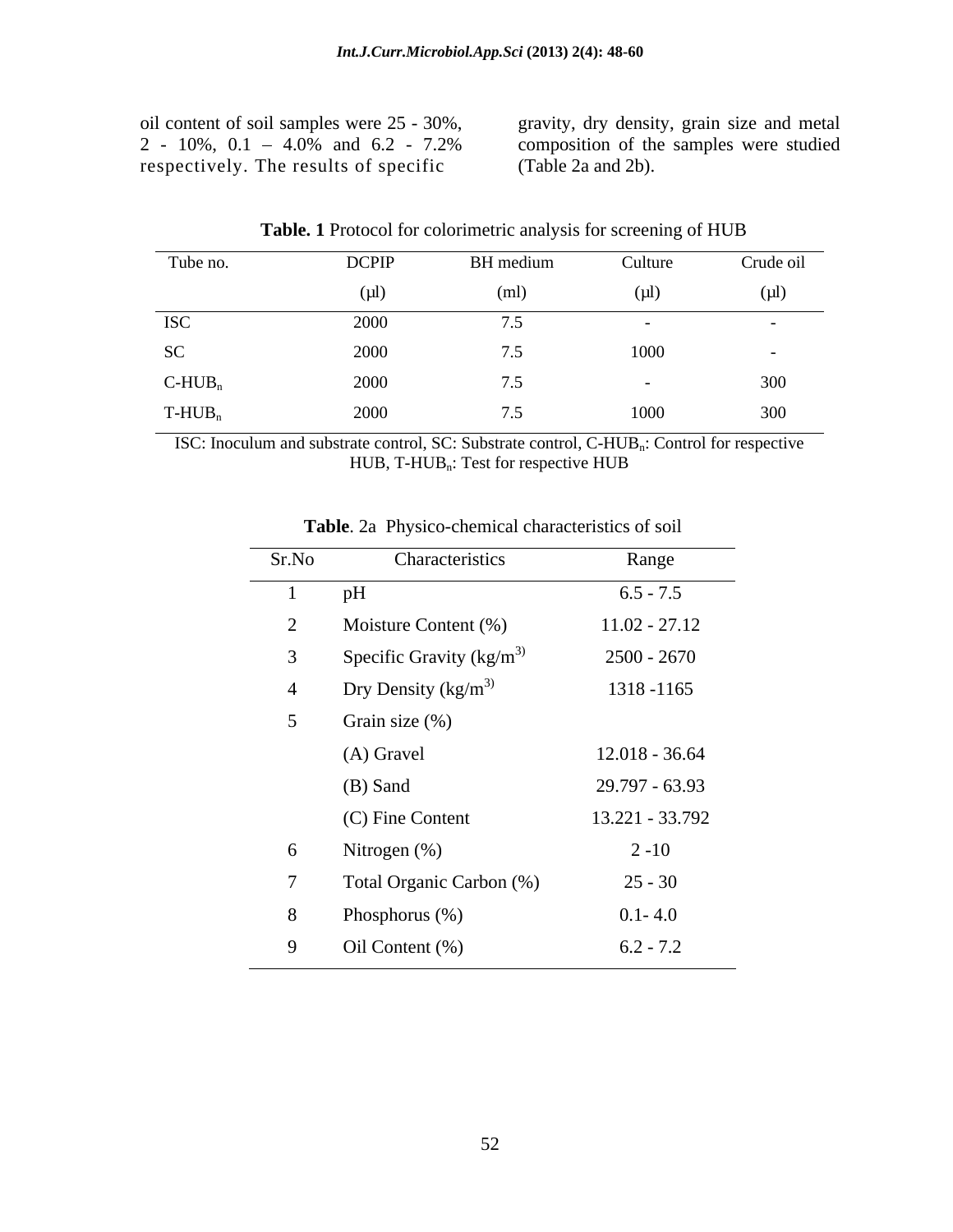oil content of soil samples were 25 - 30%, 2 - 10%, 0.1 – 4.0% and 6.2 - 7.2% respectively. The results of specific gravity, dry density, grain size and metal composition of the samples were studied (Table 2a and 2b).

**Table. 1** Protocol for colorimetric analysis for screening of HUB

| Tube no. | DCPIP (µl) | BH medium (ml) | Culture (µl) | Crude oil (µl) |
|---|---|---|---|---|
| ISC | 2000 | 7.5 | - | - |
| SC | 2000 | 7.5 | 1000 | - |
| C-$HUB_n$ | 2000 | 7.5 | - | 300 |
| T-$HUB_n$ | 2000 | 7.5 | 1000 | 300 |

ISC: Inoculum and substrate control, SC: Substrate control, C-$HUB_n$: Control for respective HUB, T-$HUB_n$: Test for respective HUB

**Table**. 2a Physico-chemical characteristics of soil

| Sr.No | Characteristics | Range |
|---|---|---|
| 1 | pH | 6.5 - 7.5 |
| 2 | Moisture Content (%) | 11.02 - 27.12 |
| 3 | Specific Gravity ($kg/m^{3)}$ | 2500 - 2670 |
| 4 | Dry Density ($kg/m^{3)}$ | 1318 -1165 |
| 5 | Grain size (%) | |
| | (A) Gravel | 12.018 - 36.64 |
| | (B) Sand | 29.797 - 63.93 |
| | (C) Fine Content | 13.221 - 33.792 |
| 6 | Nitrogen (%) | 2 -10 |
| 7 | Total Organic Carbon (%) | 25 - 30 |
| 8 | Phosphorus (%) | 0.1- 4.0 |
| 9 | Oil Content (%) | 6.2 - 7.2 |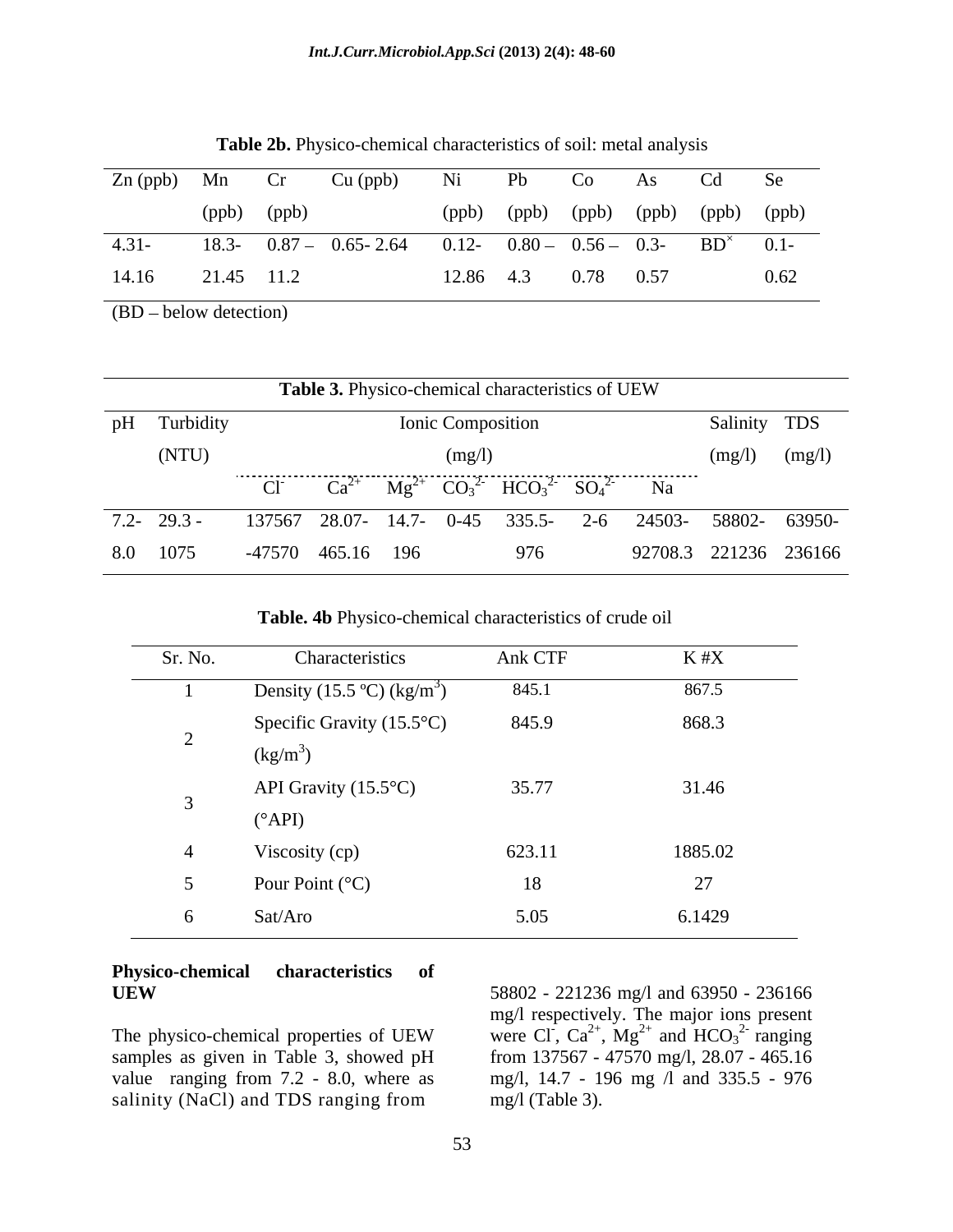**Table 2b.** Physico-chemical characteristics of soil: metal analysis

| Zn (ppb) | Mn (ppb) | Cr (ppb) | Cu (ppb) | Ni (ppb) | Pb (ppb) | Co (ppb) | As (ppb) | Cd (ppb) | Se (ppb) |
|---|---|---|---|---|---|---|---|---|---|
| 4.31-14.16 | 18.3-21.45 | 0.87 – 11.2 | 0.65- 2.64 | 0.12-12.86 | 0.80 – 4.3 | 0.56 – 0.78 | 0.3-0.57 | BD[×] | 0.1-0.62 |

(BD – below detection)

**Table 3.** Physico-chemical characteristics of UEW

| pH | Turbidity (NTU) | Ionic Composition (mg/l) | | | | | | | Salinity (mg/l) | TDS (mg/l) |
|---|---|---|---|---|---|---|---|---|---|---|
| | | $Cl^-$ | $Ca^{2+}$ | $Mg^{2+}$ | $CO_3^{2-}$ | $HCO_3^{2-}$ | $SO_4^{2-}$ | Na | | |
| 7.2-8.0 | 29.3 - 1075 | 137567 -47570 | 28.07-465.16 | 14.7-196 | 0-45 | 335.5-976 | 2-6 | 24503-92708.3 | 58802-221236 | 63950-236166 |

**Table. 4b** Physico-chemical characteristics of crude oil

| Sr. No. | Characteristics | Ank CTF | K #X |
|---|---|---|---|
| 1 | Density (15.5 ºC) (kg/m$^3$) | 845.1 | 867.5 |
| 2 | Specific Gravity (15.5°C) (kg/m$^3$) | 845.9 | 868.3 |
| 3 | API Gravity (15.5°C) (°API) | 35.77 | 31.46 |
| 4 | Viscosity (cp) | 623.11 | 1885.02 |
| 5 | Pour Point (°C) | 18 | 27 |
| 6 | Sat/Aro | 5.05 | 6.1429 |

**Physico-chemical characteristics of UEW**

The physico-chemical properties of UEW samples as given in Table 3, showed pH value ranging from 7.2 - 8.0, where as salinity (NaCl) and TDS ranging from 58802 - 221236 mg/l and 63950 - 236166 mg/l respectively. The major ions present were $Cl^-$, $Ca^{2+}$, $Mg^{2+}$ and $HCO_3^{2-}$ ranging from 137567 - 47570 mg/l, 28.07 - 465.16 mg/l, 14.7 - 196 mg /l and 335.5 - 976 mg/l (Table 3).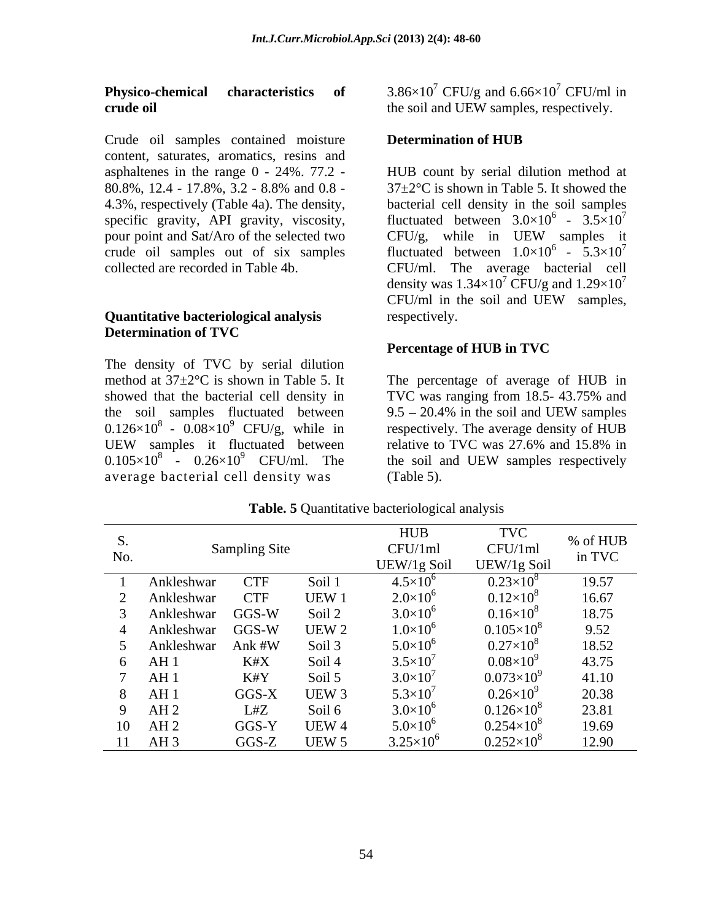### Physico-chemical characteristics of crude oil

Crude oil samples contained moisture content, saturates, aromatics, resins and asphaltenes in the range 0 - 24%. 77.2 - 80.8%, 12.4 - 17.8%, 3.2 - 8.8% and 0.8 - 4.3%, respectively (Table 4a). The density, specific gravity, API gravity, viscosity, pour point and Sat/Aro of the selected two crude oil samples out of six samples collected are recorded in Table 4b.

### Quantitative bacteriological analysis

### Determination of TVC

The density of TVC by serial dilution method at 37±2°C is shown in Table 5. It showed that the bacterial cell density in the soil samples fluctuated between $0.126\times10^8$ - $0.08\times10^9$ CFU/g, while in UEW samples it fluctuated between $0.105\times10^8$ - $0.26\times10^9$ CFU/ml. The average bacterial cell density was $3.86\times10^7$ CFU/g and $6.66\times10^7$ CFU/ml in the soil and UEW samples, respectively.

### Determination of HUB

HUB count by serial dilution method at 37±2°C is shown in Table 5. It showed the bacterial cell density in the soil samples fluctuated between $3.0\times10^6$ - $3.5\times10^7$ CFU/g, while in UEW samples it fluctuated between $1.0\times10^6$ - $5.3\times10^7$ CFU/ml. The average bacterial cell density was $1.34\times10^7$ CFU/g and $1.29\times10^7$ CFU/ml in the soil and UEW samples, respectively.

### Percentage of HUB in TVC

The percentage of average of HUB in TVC was ranging from 18.5- 43.75% and 9.5 – 20.4% in the soil and UEW samples respectively. The average density of HUB relative to TVC was 27.6% and 15.8% in the soil and UEW samples respectively (Table 5).

**Table. 5** Quantitative bacteriological analysis

| S. No. | Sampling Site | | | HUB CFU/1ml UEW/1g Soil | TVC CFU/1ml UEW/1g Soil | % of HUB in TVC |
|---|---|---|---|---|---|---|
| 1 | Ankleshwar | CTF | Soil 1 | $4.5\times10^6$ | $0.23\times10^8$ | 19.57 |
| 2 | Ankleshwar | CTF | UEW 1 | $2.0\times10^6$ | $0.12\times10^8$ | 16.67 |
| 3 | Ankleshwar | GGS-W | Soil 2 | $3.0\times10^6$ | $0.16\times10^8$ | 18.75 |
| 4 | Ankleshwar | GGS-W | UEW 2 | $1.0\times10^6$ | $0.105\times10^8$ | 9.52 |
| 5 | Ankleshwar | Ank #W | Soil 3 | $5.0\times10^6$ | $0.27\times10^8$ | 18.52 |
| 6 | AH 1 | K#X | Soil 4 | $3.5\times10^7$ | $0.08\times10^9$ | 43.75 |
| 7 | AH 1 | K#Y | Soil 5 | $3.0\times10^7$ | $0.073\times10^9$ | 41.10 |
| 8 | AH 1 | GGS-X | UEW 3 | $5.3\times10^7$ | $0.26\times10^9$ | 20.38 |
| 9 | AH 2 | L#Z | Soil 6 | $3.0\times10^6$ | $0.126\times10^8$ | 23.81 |
| 10 | AH 2 | GGS-Y | UEW 4 | $5.0\times10^6$ | $0.254\times10^8$ | 19.69 |
| 11 | AH 3 | GGS-Z | UEW 5 | $3.25\times10^6$ | $0.252\times10^8$ | 12.90 |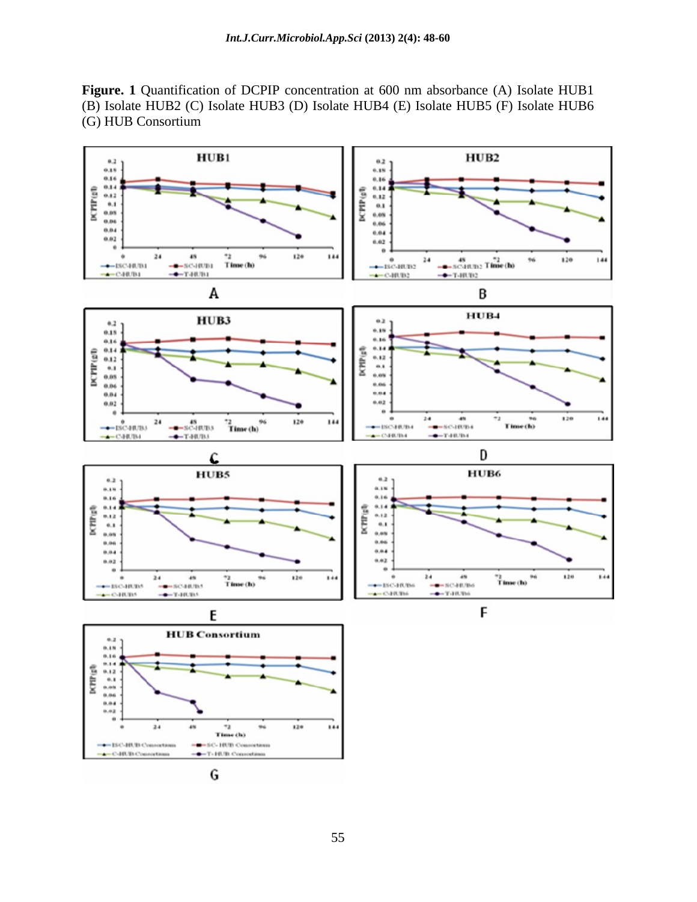**Figure. 1** Quantification of DCPIP concentration at 600 nm absorbance (A) Isolate HUB1 (B) Isolate HUB2 (C) Isolate HUB3 (D) Isolate HUB4 (E) Isolate HUB5 (F) Isolate HUB6 (G) HUB Consortium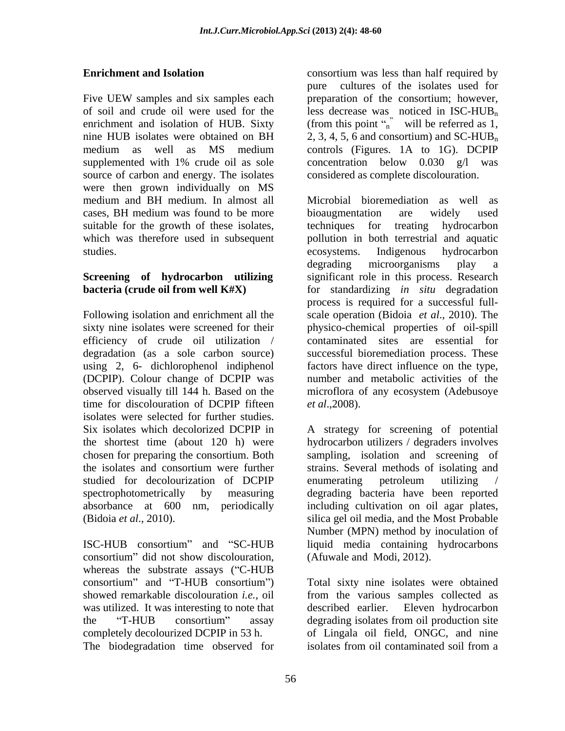**Enrichment and Isolation**

Five UEW samples and six samples each of soil and crude oil were used for the enrichment and isolation of HUB. Sixty nine HUB isolates were obtained on BH medium as well as MS medium supplemented with 1% crude oil as sole source of carbon and energy. The isolates were then grown individually on MS medium and BH medium. In almost all cases, BH medium was found to be more suitable for the growth of these isolates, which was therefore used in subsequent studies.

**Screening of hydrocarbon utilizing bacteria (crude oil from well K#X)**

Following isolation and enrichment all the sixty nine isolates were screened for their efficiency of crude oil utilization / degradation (as a sole carbon source) using 2, 6- dichlorophenol indiphenol (DCPIP). Colour change of DCPIP was observed visually till 144 h. Based on the time for discolouration of DCPIP fifteen isolates were selected for further studies. Six isolates which decolorized DCPIP in the shortest time (about 120 h) were chosen for preparing the consortium. Both the isolates and consortium were further studied for decolourization of DCPIP spectrophotometrically by measuring absorbance at 600 nm, periodically (Bidoia *et al*., 2010).

ISC-HUB consortium" and "SC-HUB consortium" did not show discolouration, whereas the substrate assays ("C-HUB consortium" and "T-HUB consortium") showed remarkable discolouration *i.e.*, oil was utilized. It was interesting to note that the "T-HUB consortium" assay completely decolourized DCPIP in 53 h. The biodegradation time observed for consortium was less than half required by pure cultures of the isolates used for preparation of the consortium; however, less decrease was noticed in ISC-$HUB_n$ (from this point "$_n$" will be referred as 1, 2, 3, 4, 5, 6 and consortium) and SC-$HUB_n$ controls (Figures. 1A to 1G). DCPIP concentration below 0.030 g/l was considered as complete discolouration.

Microbial bioremediation as well as bioaugmentation are widely used techniques for treating hydrocarbon pollution in both terrestrial and aquatic ecosystems. Indigenous hydrocarbon degrading microorganisms play a significant role in this process. Research for standardizing *in situ* degradation process is required for a successful full-scale operation (Bidoia *et al*., 2010). The physico-chemical properties of oil-spill contaminated sites are essential for successful bioremediation process. These factors have direct influence on the type, number and metabolic activities of the microflora of any ecosystem (Adebusoye *et al*.,2008).

A strategy for screening of potential hydrocarbon utilizers / degraders involves sampling, isolation and screening of strains. Several methods of isolating and enumerating petroleum utilizing / degrading bacteria have been reported including cultivation on oil agar plates, silica gel oil media, and the Most Probable Number (MPN) method by inoculation of liquid media containing hydrocarbons (Afuwale and Modi, 2012).

Total sixty nine isolates were obtained from the various samples collected as described earlier. Eleven hydrocarbon degrading isolates from oil production site of Lingala oil field, ONGC, and nine isolates from oil contaminated soil from a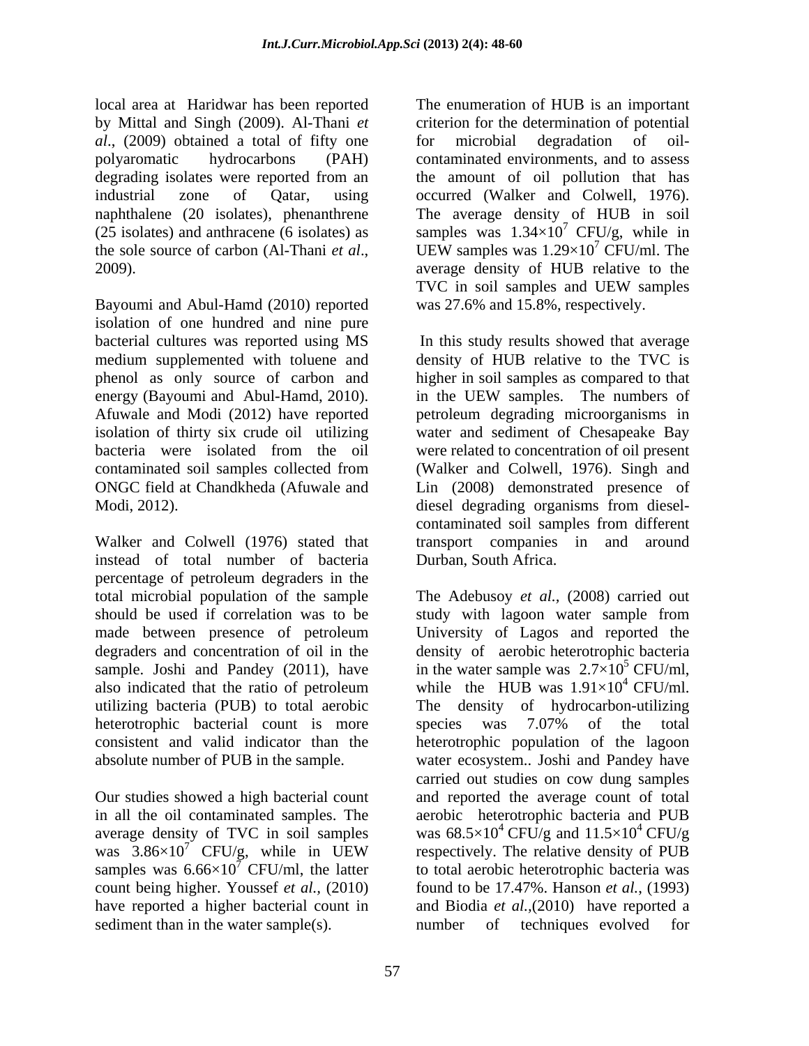local area at Haridwar has been reported by Mittal and Singh (2009). Al-Thani *et al*., (2009) obtained a total of fifty one polyaromatic hydrocarbons (PAH) degrading isolates were reported from an industrial zone of Qatar, using naphthalene (20 isolates), phenanthrene (25 isolates) and anthracene (6 isolates) as the sole source of carbon (Al-Thani *et al*., 2009).

Bayoumi and Abul-Hamd (2010) reported isolation of one hundred and nine pure bacterial cultures was reported using MS medium supplemented with toluene and phenol as only source of carbon and energy (Bayoumi and Abul-Hamd, 2010). Afuwale and Modi (2012) have reported isolation of thirty six crude oil utilizing bacteria were isolated from the oil contaminated soil samples collected from ONGC field at Chandkheda (Afuwale and Modi, 2012).

Walker and Colwell (1976) stated that instead of total number of bacteria percentage of petroleum degraders in the total microbial population of the sample should be used if correlation was to be made between presence of petroleum degraders and concentration of oil in the sample. Joshi and Pandey (2011), have also indicated that the ratio of petroleum utilizing bacteria (PUB) to total aerobic heterotrophic bacterial count is more consistent and valid indicator than the absolute number of PUB in the sample.

Our studies showed a high bacterial count in all the oil contaminated samples. The average density of TVC in soil samples was $3.86\times10^7$ CFU/g, while in UEW samples was $6.66\times10^7$ CFU/ml, the latter count being higher. Youssef *et al.*, (2010) have reported a higher bacterial count in sediment than in the water sample(s).

The enumeration of HUB is an important criterion for the determination of potential for microbial degradation of oil-contaminated environments, and to assess the amount of oil pollution that has occurred (Walker and Colwell, 1976). The average density of HUB in soil samples was $1.34\times10^7$ CFU/g, while in UEW samples was $1.29\times10^7$ CFU/ml. The average density of HUB relative to the TVC in soil samples and UEW samples was 27.6% and 15.8%, respectively.

In this study results showed that average density of HUB relative to the TVC is higher in soil samples as compared to that in the UEW samples. The numbers of petroleum degrading microorganisms in water and sediment of Chesapeake Bay were related to concentration of oil present (Walker and Colwell, 1976). Singh and Lin (2008) demonstrated presence of diesel degrading organisms from diesel-contaminated soil samples from different transport companies in and around Durban, South Africa.

The Adebusoy *et al.*, (2008) carried out study with lagoon water sample from University of Lagos and reported the density of aerobic heterotrophic bacteria in the water sample was $2.7\times10^5$ CFU/ml, while the HUB was $1.91\times10^4$ CFU/ml. The density of hydrocarbon-utilizing species was 7.07% of the total heterotrophic population of the lagoon water ecosystem.. Joshi and Pandey have carried out studies on cow dung samples and reported the average count of total aerobic heterotrophic bacteria and PUB was $68.5\times10^4$ CFU/g and $11.5\times10^4$ CFU/g respectively. The relative density of PUB to total aerobic heterotrophic bacteria was found to be 17.47%. Hanson *et al.*, (1993) and Biodia *et al.*,(2010) have reported a number of techniques evolved for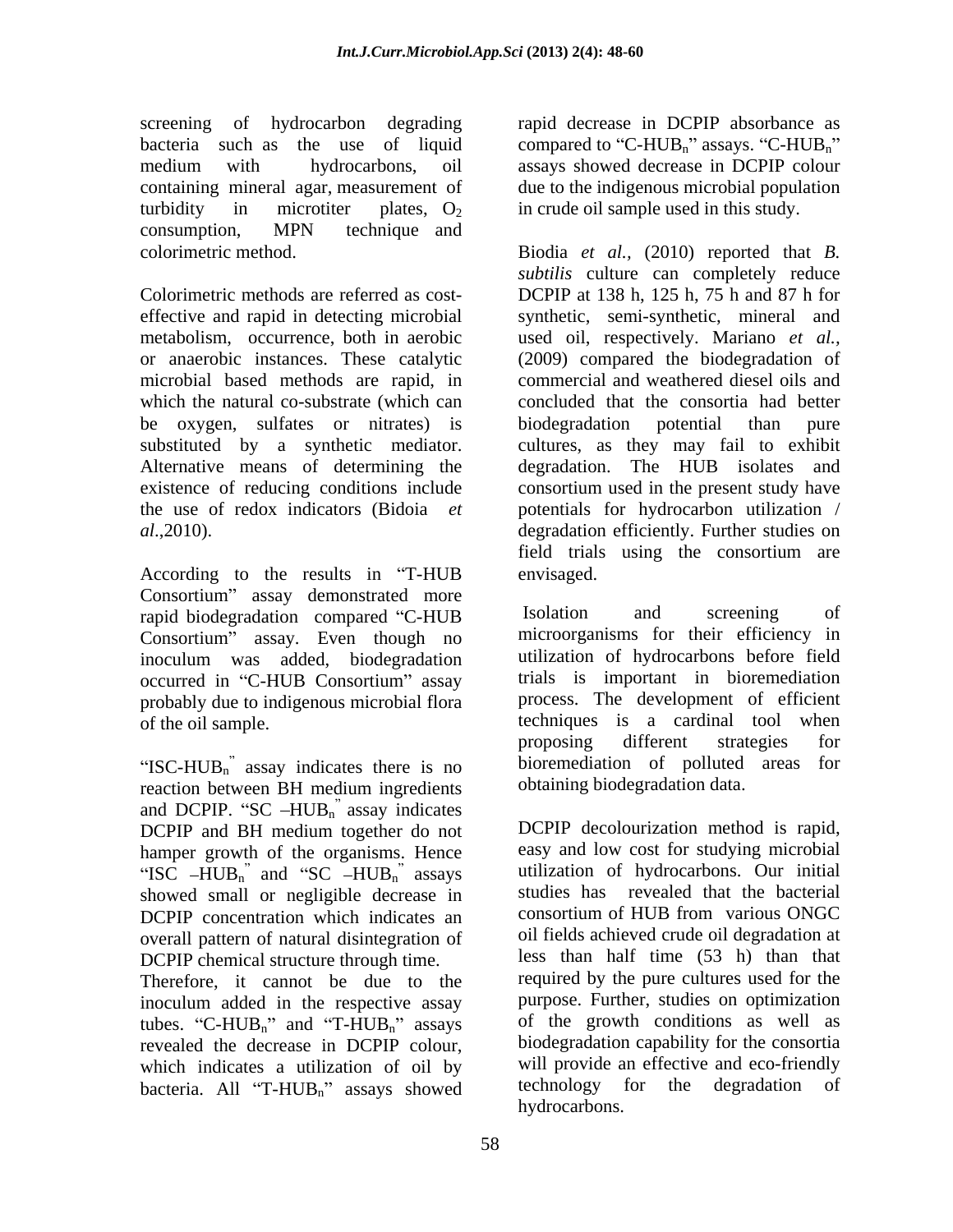screening of hydrocarbon degrading bacteria such as the use of liquid medium with hydrocarbons, oil containing mineral agar, measurement of turbidity in microtiter plates, $O_2$ consumption, MPN technique and colorimetric method.

Colorimetric methods are referred as cost-effective and rapid in detecting microbial metabolism, occurrence, both in aerobic or anaerobic instances. These catalytic microbial based methods are rapid, in which the natural co-substrate (which can be oxygen, sulfates or nitrates) is substituted by a synthetic mediator. Alternative means of determining the existence of reducing conditions include the use of redox indicators (Bidoia *et al*.,2010).

According to the results in "T-HUB Consortium" assay demonstrated more rapid biodegradation compared "C-HUB Consortium" assay. Even though no inoculum was added, biodegradation occurred in "C-HUB Consortium" assay probably due to indigenous microbial flora of the oil sample.

"ISC-$HUB_n$" assay indicates there is no reaction between BH medium ingredients and DCPIP. "SC –$HUB_n$" assay indicates DCPIP and BH medium together do not hamper growth of the organisms. Hence "ISC –$HUB_n$" and "SC –$HUB_n$" assays showed small or negligible decrease in DCPIP concentration which indicates an overall pattern of natural disintegration of DCPIP chemical structure through time. Therefore, it cannot be due to the inoculum added in the respective assay tubes. "C-$HUB_n$" and "T-$HUB_n$" assays revealed the decrease in DCPIP colour, which indicates a utilization of oil by bacteria. All "T-$HUB_n$" assays showed rapid decrease in DCPIP absorbance as compared to "C-$HUB_n$" assays. "C-$HUB_n$" assays showed decrease in DCPIP colour due to the indigenous microbial population in crude oil sample used in this study.

Biodia *et al.,* (2010) reported that *B. subtilis* culture can completely reduce DCPIP at 138 h, 125 h, 75 h and 87 h for synthetic, semi-synthetic, mineral and used oil, respectively. Mariano *et al.,* (2009) compared the biodegradation of commercial and weathered diesel oils and concluded that the consortia had better biodegradation potential than pure cultures, as they may fail to exhibit degradation. The HUB isolates and consortium used in the present study have potentials for hydrocarbon utilization / degradation efficiently. Further studies on field trials using the consortium are envisaged.

Isolation and screening of microorganisms for their efficiency in utilization of hydrocarbons before field trials is important in bioremediation process. The development of efficient techniques is a cardinal tool when proposing different strategies for bioremediation of polluted areas for obtaining biodegradation data.

DCPIP decolourization method is rapid, easy and low cost for studying microbial utilization of hydrocarbons. Our initial studies has revealed that the bacterial consortium of HUB from various ONGC oil fields achieved crude oil degradation at less than half time (53 h) than that required by the pure cultures used for the purpose. Further, studies on optimization of the growth conditions as well as biodegradation capability for the consortia will provide an effective and eco-friendly technology for the degradation of hydrocarbons.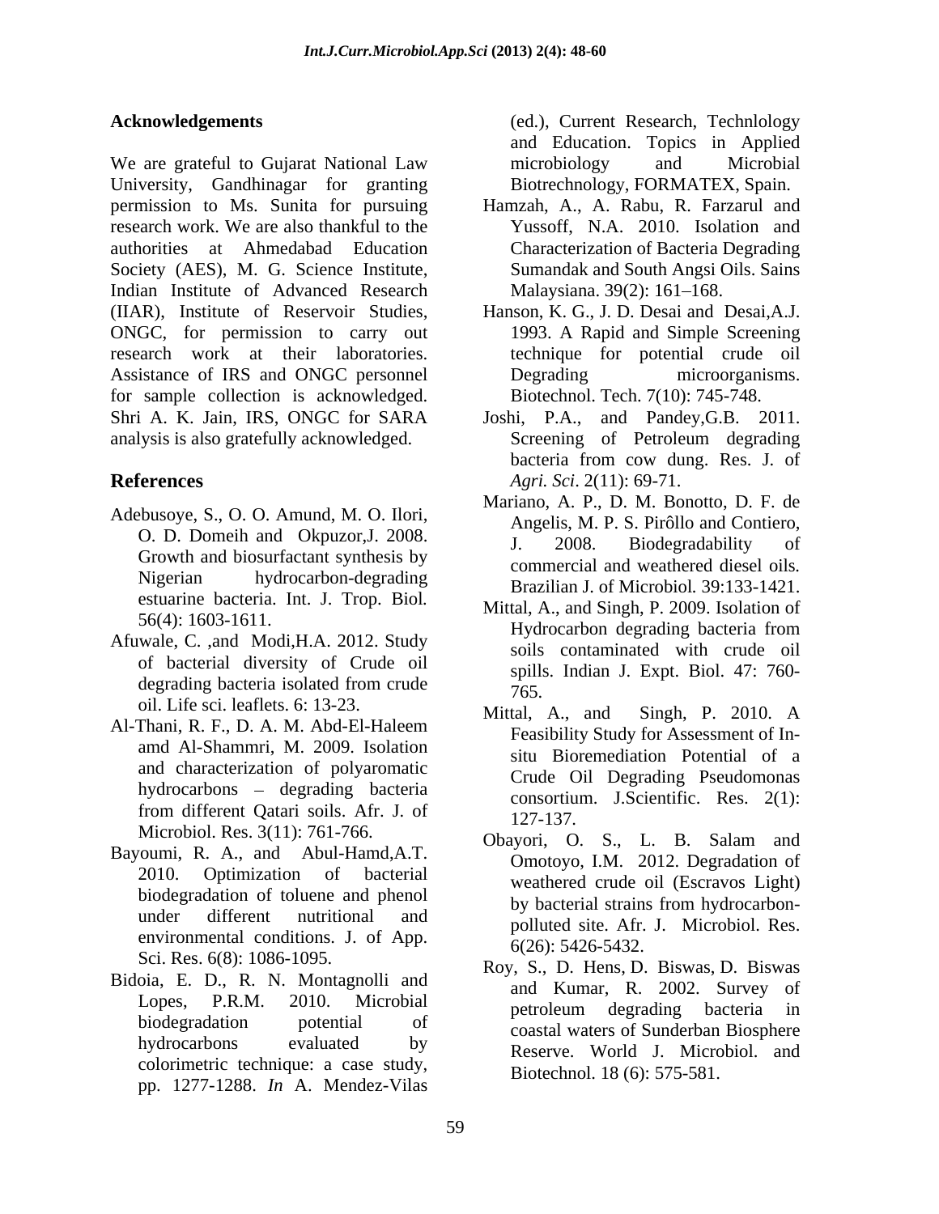## Acknowledgements

We are grateful to Gujarat National Law University, Gandhinagar for granting permission to Ms. Sunita for pursuing research work. We are also thankful to the authorities at Ahmedabad Education Society (AES), M. G. Science Institute, Indian Institute of Advanced Research (IIAR), Institute of Reservoir Studies, ONGC, for permission to carry out research work at their laboratories. Assistance of IRS and ONGC personnel for sample collection is acknowledged. Shri A. K. Jain, IRS, ONGC for SARA analysis is also gratefully acknowledged.

## References

Adebusoye, S., O. O. Amund, M. O. Ilori, O. D. Domeih and Okpuzor,J. 2008. Growth and biosurfactant synthesis by Nigerian hydrocarbon-degrading estuarine bacteria. Int. J. Trop. Biol. 56(4): 1603-1611.

Afuwale, C. ,and Modi,H.A. 2012. Study of bacterial diversity of Crude oil degrading bacteria isolated from crude oil. Life sci. leaflets. 6: 13-23.

Al-Thani, R. F., D. A. M. Abd-El-Haleem amd Al-Shammri, M. 2009. Isolation and characterization of polyaromatic hydrocarbons – degrading bacteria from different Qatari soils. Afr. J. of Microbiol. Res. 3(11): 761-766.

Bayoumi, R. A., and Abul-Hamd,A.T. 2010. Optimization of bacterial biodegradation of toluene and phenol under different nutritional and environmental conditions. J. of App. Sci. Res. 6(8): 1086-1095.

Bidoia, E. D., R. N. Montagnolli and Lopes, P.R.M. 2010. Microbial biodegradation potential of hydrocarbons evaluated by colorimetric technique: a case study, pp. 1277-1288. *In* A. Mendez-Vilas (ed.), Current Research, Technlology and Education. Topics in Applied microbiology and Microbial Biotrechnology, FORMATEX, Spain.

Hamzah, A., A. Rabu, R. Farzarul and Yussoff, N.A. 2010. Isolation and Characterization of Bacteria Degrading Sumandak and South Angsi Oils. Sains Malaysiana. 39(2): 161–168.

Hanson, K. G., J. D. Desai and Desai,A.J. 1993. A Rapid and Simple Screening technique for potential crude oil Degrading microorganisms. Biotechnol. Tech. 7(10): 745-748.

Joshi, P.A., and Pandey,G.B. 2011. Screening of Petroleum degrading bacteria from cow dung. Res. J. of *Agri. Sci*. 2(11): 69-71.

Mariano, A. P., D. M. Bonotto, D. F. de Angelis, M. P. S. Pirôllo and Contiero, J. 2008. Biodegradability of commercial and weathered diesel oils. Brazilian J. of Microbiol. 39:133-1421.

Mittal, A., and Singh, P. 2009. Isolation of Hydrocarbon degrading bacteria from soils contaminated with crude oil spills. Indian J. Expt. Biol. 47: 760-765.

Mittal, A., and Singh, P. 2010. A Feasibility Study for Assessment of In-situ Bioremediation Potential of a Crude Oil Degrading Pseudomonas consortium. J.Scientific. Res. 2(1): 127-137.

Obayori, O. S., L. B. Salam and Omotoyo, I.M. 2012. Degradation of weathered crude oil (Escravos Light) by bacterial strains from hydrocarbon-polluted site. Afr. J. Microbiol. Res. 6(26): 5426-5432.

Roy, S., D. Hens, D. Biswas, D. Biswas and Kumar, R. 2002. Survey of petroleum degrading bacteria in coastal waters of Sunderban Biosphere Reserve. World J. Microbiol. and Biotechnol. 18 (6): 575-581.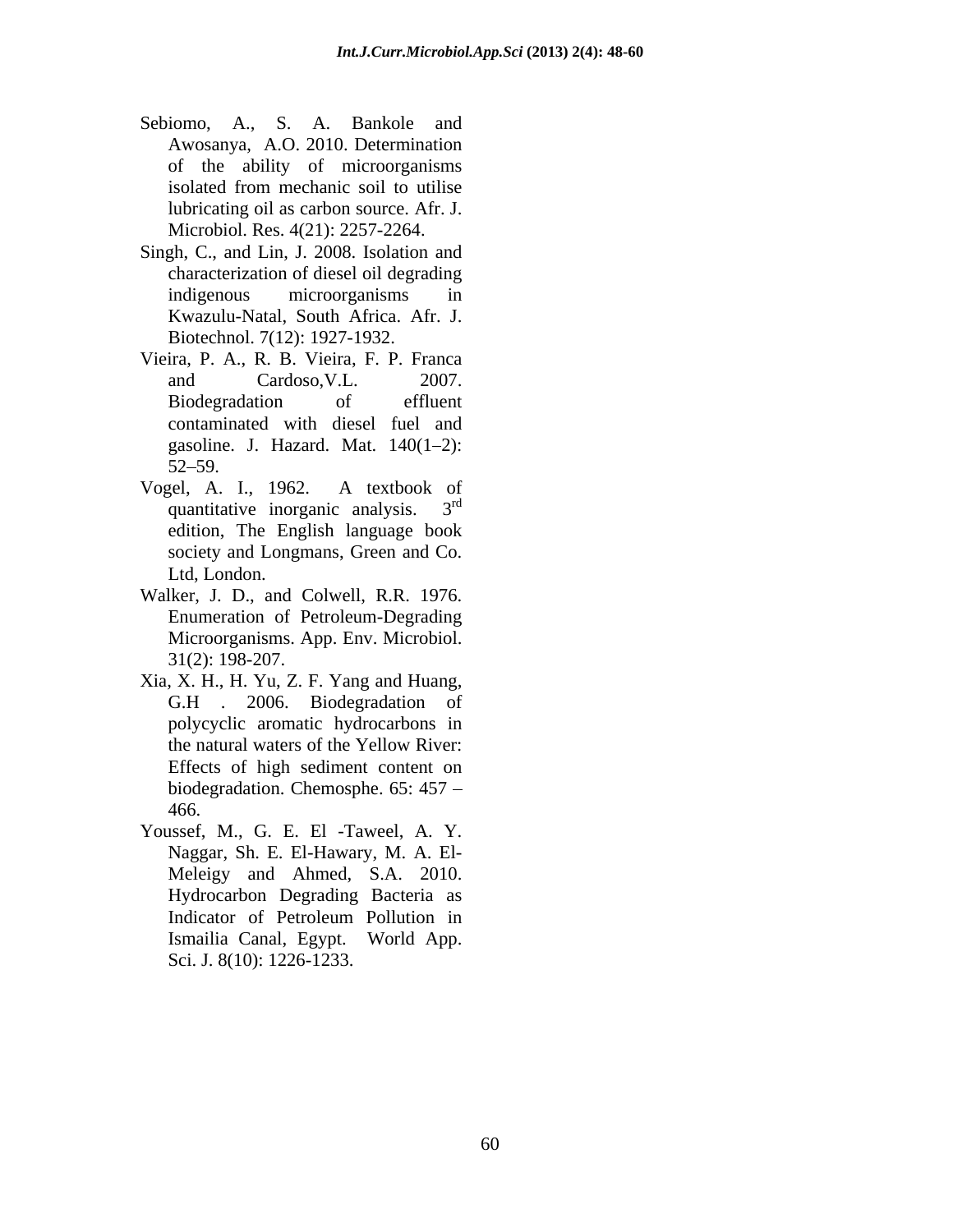Sebiomo, A., S. A. Bankole and Awosanya, A.O. 2010. Determination of the ability of microorganisms isolated from mechanic soil to utilise lubricating oil as carbon source. Afr. J. Microbiol. Res. 4(21): 2257-2264.

Singh, C., and Lin, J. 2008. Isolation and characterization of diesel oil degrading indigenous microorganisms in Kwazulu-Natal, South Africa. Afr. J. Biotechnol. 7(12): 1927-1932.

Vieira, P. A., R. B. Vieira, F. P. Franca and Cardoso,V.L. 2007. Biodegradation of effluent contaminated with diesel fuel and gasoline. J. Hazard. Mat. 140(1–2): 52–59.

Vogel, A. I., 1962. A textbook of quantitative inorganic analysis. 3rd edition, The English language book society and Longmans, Green and Co. Ltd, London.

Walker, J. D., and Colwell, R.R. 1976. Enumeration of Petroleum-Degrading Microorganisms. App. Env. Microbiol. 31(2): 198-207.

Xia, X. H., H. Yu, Z. F. Yang and Huang, G.H . 2006. Biodegradation of polycyclic aromatic hydrocarbons in the natural waters of the Yellow River: Effects of high sediment content on biodegradation. Chemosphe. 65: 457 – 466.

Youssef, M., G. E. El -Taweel, A. Y. Naggar, Sh. E. El-Hawary, M. A. El-Meleigy and Ahmed, S.A. 2010. Hydrocarbon Degrading Bacteria as Indicator of Petroleum Pollution in Ismailia Canal, Egypt. World App. Sci. J. 8(10): 1226-1233.